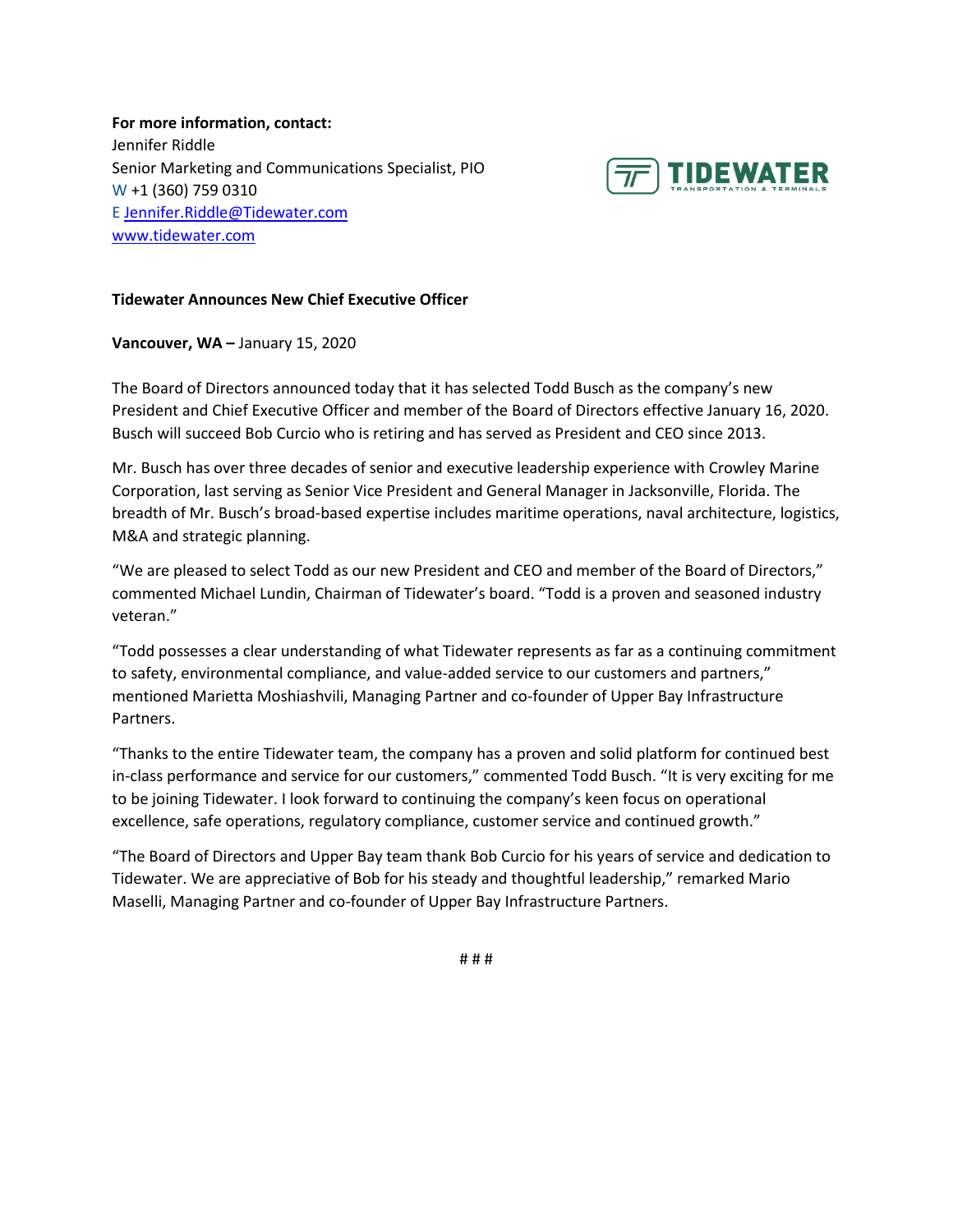**For more information, contact:**
Jennifer Riddle
Senior Marketing and Communications Specialist, PIO
W +1 (360) 759 0310
E [Jennifer.Riddle@Tidewater.com](mailto:Jennifer.Riddle@Tidewater.com)
[www.tidewater.com](http://www.tidewater.com)

TIDEWATER
TRANSPORTATION & TERMINALS

**Tidewater Announces New Chief Executive Officer**

**Vancouver, WA –** January 15, 2020

The Board of Directors announced today that it has selected Todd Busch as the company's new President and Chief Executive Officer and member of the Board of Directors effective January 16, 2020. Busch will succeed Bob Curcio who is retiring and has served as President and CEO since 2013.

Mr. Busch has over three decades of senior and executive leadership experience with Crowley Marine Corporation, last serving as Senior Vice President and General Manager in Jacksonville, Florida. The breadth of Mr. Busch's broad-based expertise includes maritime operations, naval architecture, logistics, M&A and strategic planning.

"We are pleased to select Todd as our new President and CEO and member of the Board of Directors," commented Michael Lundin, Chairman of Tidewater's board. "Todd is a proven and seasoned industry veteran."

"Todd possesses a clear understanding of what Tidewater represents as far as a continuing commitment to safety, environmental compliance, and value-added service to our customers and partners," mentioned Marietta Moshiashvili, Managing Partner and co-founder of Upper Bay Infrastructure Partners.

"Thanks to the entire Tidewater team, the company has a proven and solid platform for continued best in-class performance and service for our customers," commented Todd Busch. "It is very exciting for me to be joining Tidewater. I look forward to continuing the company's keen focus on operational excellence, safe operations, regulatory compliance, customer service and continued growth."

"The Board of Directors and Upper Bay team thank Bob Curcio for his years of service and dedication to Tidewater. We are appreciative of Bob for his steady and thoughtful leadership," remarked Mario Maselli, Managing Partner and co-founder of Upper Bay Infrastructure Partners.

# # #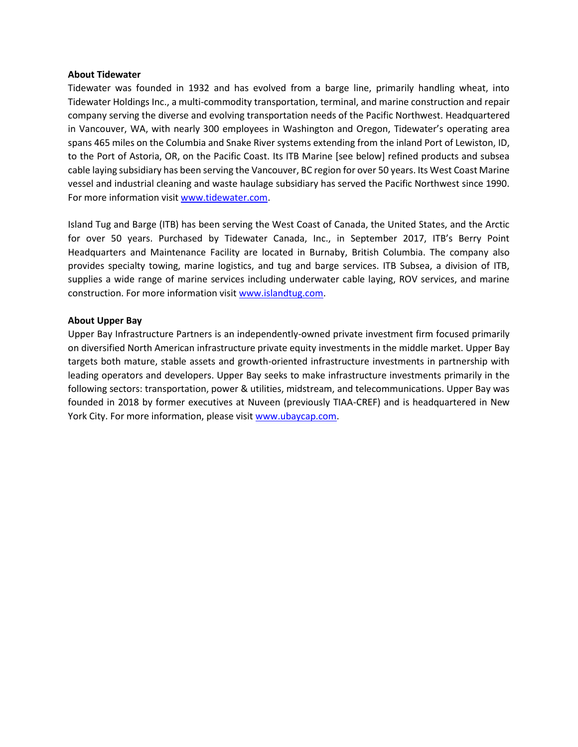**About Tidewater**

Tidewater was founded in 1932 and has evolved from a barge line, primarily handling wheat, into Tidewater Holdings Inc., a multi-commodity transportation, terminal, and marine construction and repair company serving the diverse and evolving transportation needs of the Pacific Northwest. Headquartered in Vancouver, WA, with nearly 300 employees in Washington and Oregon, Tidewater's operating area spans 465 miles on the Columbia and Snake River systems extending from the inland Port of Lewiston, ID, to the Port of Astoria, OR, on the Pacific Coast. Its ITB Marine [see below] refined products and subsea cable laying subsidiary has been serving the Vancouver, BC region for over 50 years. Its West Coast Marine vessel and industrial cleaning and waste haulage subsidiary has served the Pacific Northwest since 1990. For more information visit www.tidewater.com.

Island Tug and Barge (ITB) has been serving the West Coast of Canada, the United States, and the Arctic for over 50 years. Purchased by Tidewater Canada, Inc., in September 2017, ITB's Berry Point Headquarters and Maintenance Facility are located in Burnaby, British Columbia. The company also provides specialty towing, marine logistics, and tug and barge services. ITB Subsea, a division of ITB, supplies a wide range of marine services including underwater cable laying, ROV services, and marine construction. For more information visit www.islandtug.com.

**About Upper Bay**

Upper Bay Infrastructure Partners is an independently-owned private investment firm focused primarily on diversified North American infrastructure private equity investments in the middle market. Upper Bay targets both mature, stable assets and growth-oriented infrastructure investments in partnership with leading operators and developers. Upper Bay seeks to make infrastructure investments primarily in the following sectors: transportation, power & utilities, midstream, and telecommunications. Upper Bay was founded in 2018 by former executives at Nuveen (previously TIAA-CREF) and is headquartered in New York City. For more information, please visit www.ubaycap.com.